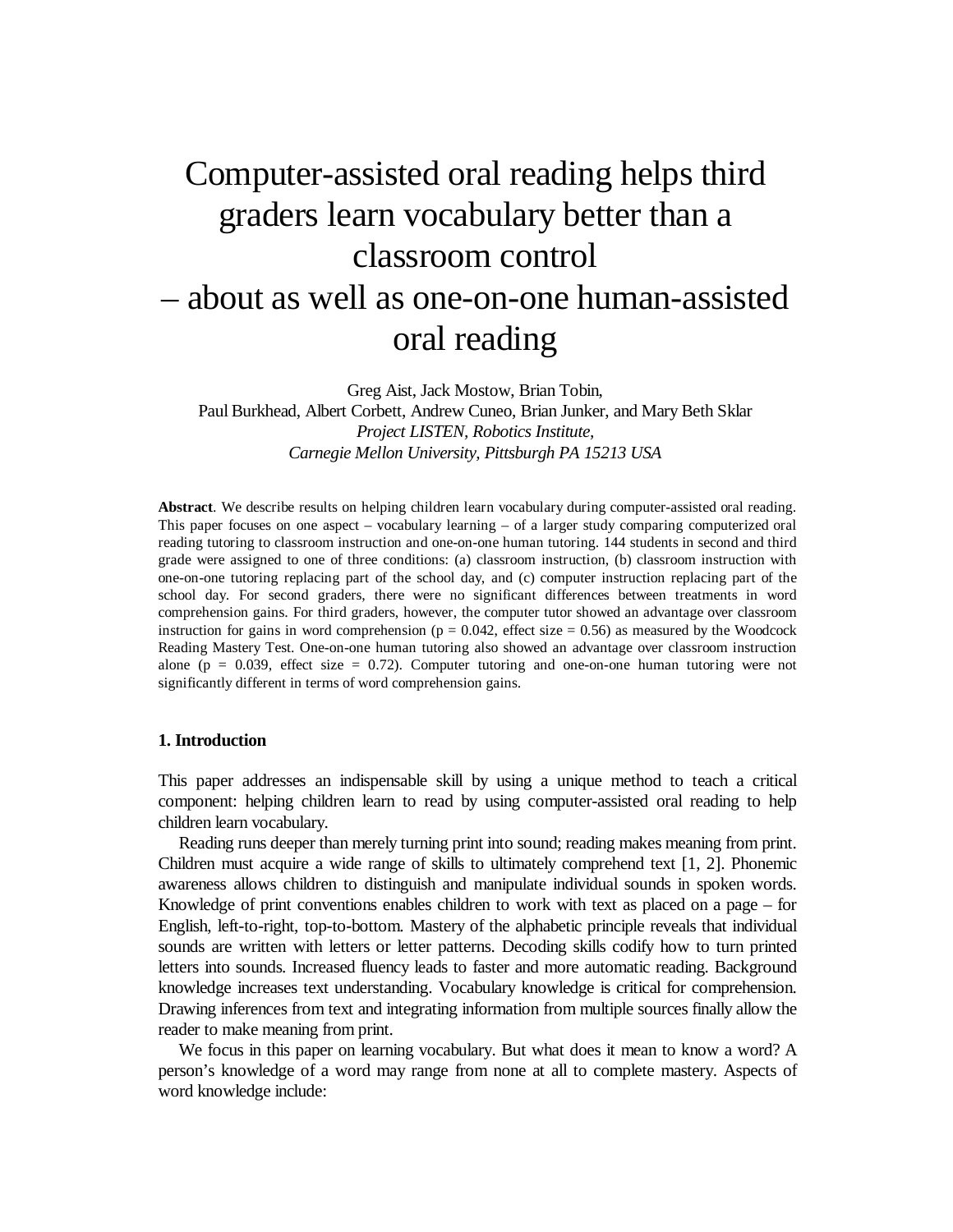# Computer-assisted oral reading helps third graders learn vocabulary better than a classroom control – about as well as one-on-one human-assisted oral reading

Greg Aist, Jack Mostow, Brian Tobin,
Paul Burkhead, Albert Corbett, Andrew Cuneo, Brian Junker, and Mary Beth Sklar
*Project LISTEN, Robotics Institute,*
*Carnegie Mellon University, Pittsburgh PA 15213 USA*

**Abstract**. We describe results on helping children learn vocabulary during computer-assisted oral reading. This paper focuses on one aspect – vocabulary learning – of a larger study comparing computerized oral reading tutoring to classroom instruction and one-on-one human tutoring. 144 students in second and third grade were assigned to one of three conditions: (a) classroom instruction, (b) classroom instruction with one-on-one tutoring replacing part of the school day, and (c) computer instruction replacing part of the school day. For second graders, there were no significant differences between treatments in word comprehension gains. For third graders, however, the computer tutor showed an advantage over classroom instruction for gains in word comprehension ($p = 0.042$, effect size = 0.56) as measured by the Woodcock Reading Mastery Test. One-on-one human tutoring also showed an advantage over classroom instruction alone ($p = 0.039$, effect size = 0.72). Computer tutoring and one-on-one human tutoring were not significantly different in terms of word comprehension gains.

## 1. Introduction

This paper addresses an indispensable skill by using a unique method to teach a critical component: helping children learn to read by using computer-assisted oral reading to help children learn vocabulary.

Reading runs deeper than merely turning print into sound; reading makes meaning from print. Children must acquire a wide range of skills to ultimately comprehend text [1, 2]. Phonemic awareness allows children to distinguish and manipulate individual sounds in spoken words. Knowledge of print conventions enables children to work with text as placed on a page – for English, left-to-right, top-to-bottom. Mastery of the alphabetic principle reveals that individual sounds are written with letters or letter patterns. Decoding skills codify how to turn printed letters into sounds. Increased fluency leads to faster and more automatic reading. Background knowledge increases text understanding. Vocabulary knowledge is critical for comprehension. Drawing inferences from text and integrating information from multiple sources finally allow the reader to make meaning from print.

We focus in this paper on learning vocabulary. But what does it mean to know a word? A person's knowledge of a word may range from none at all to complete mastery. Aspects of word knowledge include: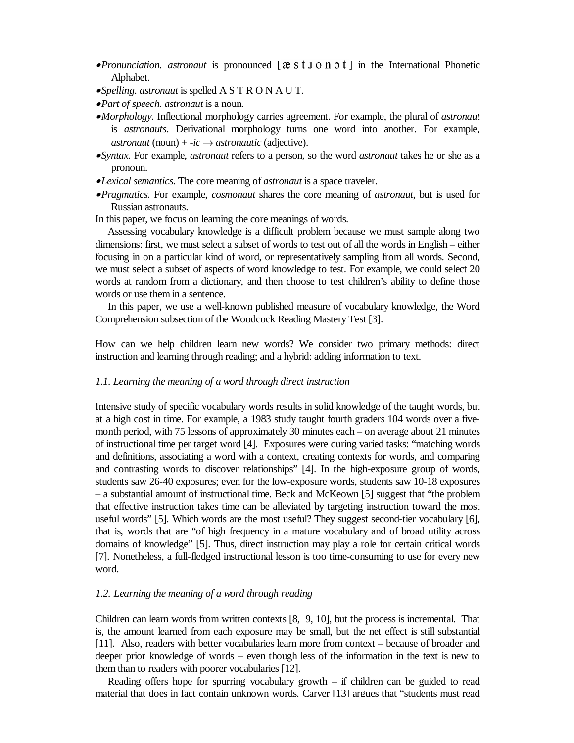- *Pronunciation. astronaut* is pronounced [æ s t ɹ o n ɔ t] in the International Phonetic Alphabet.
- *Spelling. astronaut* is spelled A S T R O N A U T.
- *Part of speech. astronaut* is a noun.
- *Morphology.* Inflectional morphology carries agreement. For example, the plural of *astronaut* is *astronauts*. Derivational morphology turns one word into another. For example, *astronaut* (noun) + *-ic* → *astronautic* (adjective).
- *Syntax.* For example, *astronaut* refers to a person, so the word *astronaut* takes he or she as a pronoun.
- *Lexical semantics.* The core meaning of *astronaut* is a space traveler.
- *Pragmatics.* For example, *cosmonaut* shares the core meaning of *astronaut*, but is used for Russian astronauts.

In this paper, we focus on learning the core meanings of words.

Assessing vocabulary knowledge is a difficult problem because we must sample along two dimensions: first, we must select a subset of words to test out of all the words in English – either focusing in on a particular kind of word, or representatively sampling from all words. Second, we must select a subset of aspects of word knowledge to test. For example, we could select 20 words at random from a dictionary, and then choose to test children's ability to define those words or use them in a sentence.

In this paper, we use a well-known published measure of vocabulary knowledge, the Word Comprehension subsection of the Woodcock Reading Mastery Test [3].

How can we help children learn new words? We consider two primary methods: direct instruction and learning through reading; and a hybrid: adding information to text.

### *1.1. Learning the meaning of a word through direct instruction*

Intensive study of specific vocabulary words results in solid knowledge of the taught words, but at a high cost in time. For example, a 1983 study taught fourth graders 104 words over a five-month period, with 75 lessons of approximately 30 minutes each – on average about 21 minutes of instructional time per target word [4]. Exposures were during varied tasks: "matching words and definitions, associating a word with a context, creating contexts for words, and comparing and contrasting words to discover relationships" [4]. In the high-exposure group of words, students saw 26-40 exposures; even for the low-exposure words, students saw 10-18 exposures – a substantial amount of instructional time. Beck and McKeown [5] suggest that "the problem that effective instruction takes time can be alleviated by targeting instruction toward the most useful words" [5]. Which words are the most useful? They suggest second-tier vocabulary [6], that is, words that are "of high frequency in a mature vocabulary and of broad utility across domains of knowledge" [5]. Thus, direct instruction may play a role for certain critical words [7]. Nonetheless, a full-fledged instructional lesson is too time-consuming to use for every new word.

### *1.2. Learning the meaning of a word through reading*

Children can learn words from written contexts [8, 9, 10], but the process is incremental. That is, the amount learned from each exposure may be small, but the net effect is still substantial [11]. Also, readers with better vocabularies learn more from context – because of broader and deeper prior knowledge of words – even though less of the information in the text is new to them than to readers with poorer vocabularies [12].

Reading offers hope for spurring vocabulary growth – if children can be guided to read material that does in fact contain unknown words. Carver [13] argues that "students must read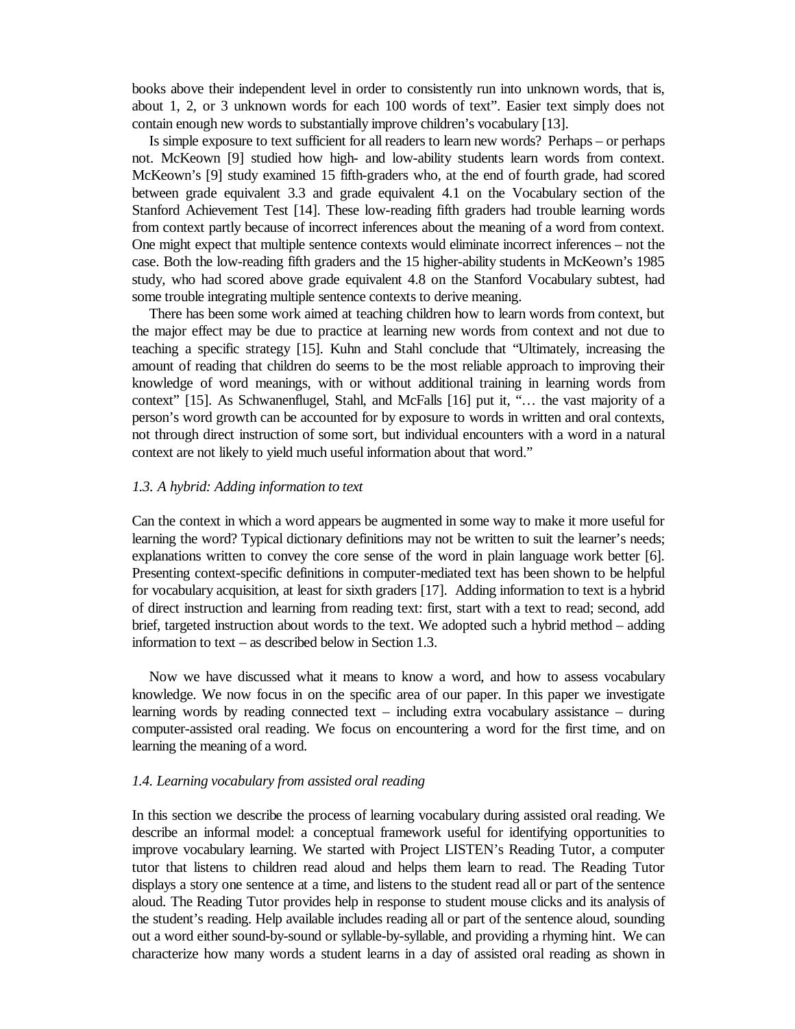books above their independent level in order to consistently run into unknown words, that is, about 1, 2, or 3 unknown words for each 100 words of text". Easier text simply does not contain enough new words to substantially improve children's vocabulary [13].

Is simple exposure to text sufficient for all readers to learn new words? Perhaps – or perhaps not. McKeown [9] studied how high- and low-ability students learn words from context. McKeown's [9] study examined 15 fifth-graders who, at the end of fourth grade, had scored between grade equivalent 3.3 and grade equivalent 4.1 on the Vocabulary section of the Stanford Achievement Test [14]. These low-reading fifth graders had trouble learning words from context partly because of incorrect inferences about the meaning of a word from context. One might expect that multiple sentence contexts would eliminate incorrect inferences – not the case. Both the low-reading fifth graders and the 15 higher-ability students in McKeown's 1985 study, who had scored above grade equivalent 4.8 on the Stanford Vocabulary subtest, had some trouble integrating multiple sentence contexts to derive meaning.

There has been some work aimed at teaching children how to learn words from context, but the major effect may be due to practice at learning new words from context and not due to teaching a specific strategy [15]. Kuhn and Stahl conclude that "Ultimately, increasing the amount of reading that children do seems to be the most reliable approach to improving their knowledge of word meanings, with or without additional training in learning words from context" [15]. As Schwanenflugel, Stahl, and McFalls [16] put it, "… the vast majority of a person's word growth can be accounted for by exposure to words in written and oral contexts, not through direct instruction of some sort, but individual encounters with a word in a natural context are not likely to yield much useful information about that word."

### *1.3. A hybrid: Adding information to text*

Can the context in which a word appears be augmented in some way to make it more useful for learning the word? Typical dictionary definitions may not be written to suit the learner's needs; explanations written to convey the core sense of the word in plain language work better [6]. Presenting context-specific definitions in computer-mediated text has been shown to be helpful for vocabulary acquisition, at least for sixth graders [17]. Adding information to text is a hybrid of direct instruction and learning from reading text: first, start with a text to read; second, add brief, targeted instruction about words to the text. We adopted such a hybrid method – adding information to text – as described below in Section 1.3.

Now we have discussed what it means to know a word, and how to assess vocabulary knowledge. We now focus in on the specific area of our paper. In this paper we investigate learning words by reading connected text – including extra vocabulary assistance – during computer-assisted oral reading. We focus on encountering a word for the first time, and on learning the meaning of a word.

### *1.4. Learning vocabulary from assisted oral reading*

In this section we describe the process of learning vocabulary during assisted oral reading. We describe an informal model: a conceptual framework useful for identifying opportunities to improve vocabulary learning. We started with Project LISTEN's Reading Tutor, a computer tutor that listens to children read aloud and helps them learn to read. The Reading Tutor displays a story one sentence at a time, and listens to the student read all or part of the sentence aloud. The Reading Tutor provides help in response to student mouse clicks and its analysis of the student's reading. Help available includes reading all or part of the sentence aloud, sounding out a word either sound-by-sound or syllable-by-syllable, and providing a rhyming hint. We can characterize how many words a student learns in a day of assisted oral reading as shown in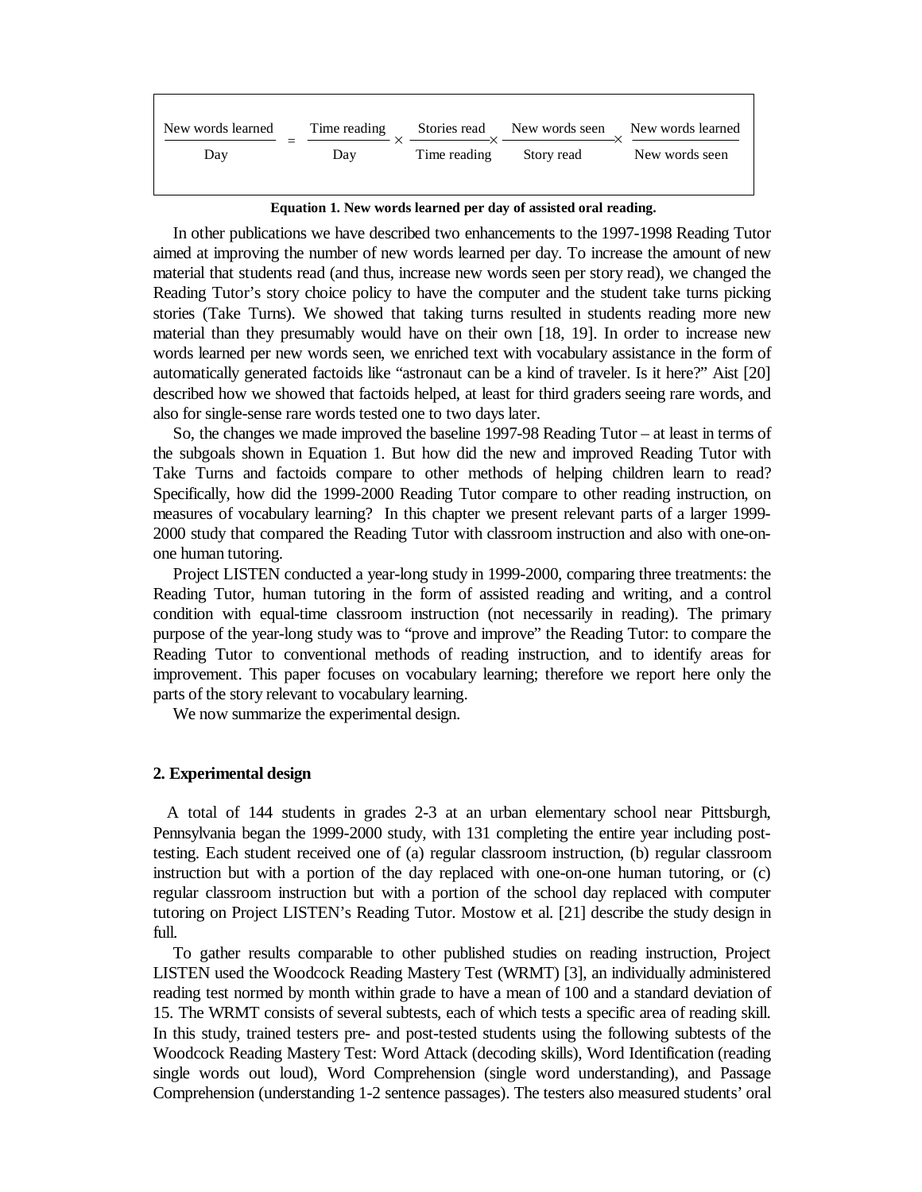$$\frac{\text{New words learned}}{\text{Day}} = \frac{\text{Time reading}}{\text{Day}} \times \frac{\text{Stories read}}{\text{Time reading}} \times \frac{\text{New words seen}}{\text{Story read}} \times \frac{\text{New words learned}}{\text{New words seen}}$$

**Equation 1. New words learned per day of assisted oral reading.**

In other publications we have described two enhancements to the 1997-1998 Reading Tutor aimed at improving the number of new words learned per day. To increase the amount of new material that students read (and thus, increase new words seen per story read), we changed the Reading Tutor's story choice policy to have the computer and the student take turns picking stories (Take Turns). We showed that taking turns resulted in students reading more new material than they presumably would have on their own [18, 19]. In order to increase new words learned per new words seen, we enriched text with vocabulary assistance in the form of automatically generated factoids like "astronaut can be a kind of traveler. Is it here?" Aist [20] described how we showed that factoids helped, at least for third graders seeing rare words, and also for single-sense rare words tested one to two days later.

So, the changes we made improved the baseline 1997-98 Reading Tutor – at least in terms of the subgoals shown in Equation 1. But how did the new and improved Reading Tutor with Take Turns and factoids compare to other methods of helping children learn to read? Specifically, how did the 1999-2000 Reading Tutor compare to other reading instruction, on measures of vocabulary learning? In this chapter we present relevant parts of a larger 1999-2000 study that compared the Reading Tutor with classroom instruction and also with one-on-one human tutoring.

Project LISTEN conducted a year-long study in 1999-2000, comparing three treatments: the Reading Tutor, human tutoring in the form of assisted reading and writing, and a control condition with equal-time classroom instruction (not necessarily in reading). The primary purpose of the year-long study was to "prove and improve" the Reading Tutor: to compare the Reading Tutor to conventional methods of reading instruction, and to identify areas for improvement. This paper focuses on vocabulary learning; therefore we report here only the parts of the story relevant to vocabulary learning.

We now summarize the experimental design.

## 2. Experimental design

A total of 144 students in grades 2-3 at an urban elementary school near Pittsburgh, Pennsylvania began the 1999-2000 study, with 131 completing the entire year including post-testing. Each student received one of (a) regular classroom instruction, (b) regular classroom instruction but with a portion of the day replaced with one-on-one human tutoring, or (c) regular classroom instruction but with a portion of the school day replaced with computer tutoring on Project LISTEN's Reading Tutor. Mostow et al. [21] describe the study design in full.

To gather results comparable to other published studies on reading instruction, Project LISTEN used the Woodcock Reading Mastery Test (WRMT) [3], an individually administered reading test normed by month within grade to have a mean of 100 and a standard deviation of 15. The WRMT consists of several subtests, each of which tests a specific area of reading skill. In this study, trained testers pre- and post-tested students using the following subtests of the Woodcock Reading Mastery Test: Word Attack (decoding skills), Word Identification (reading single words out loud), Word Comprehension (single word understanding), and Passage Comprehension (understanding 1-2 sentence passages). The testers also measured students' oral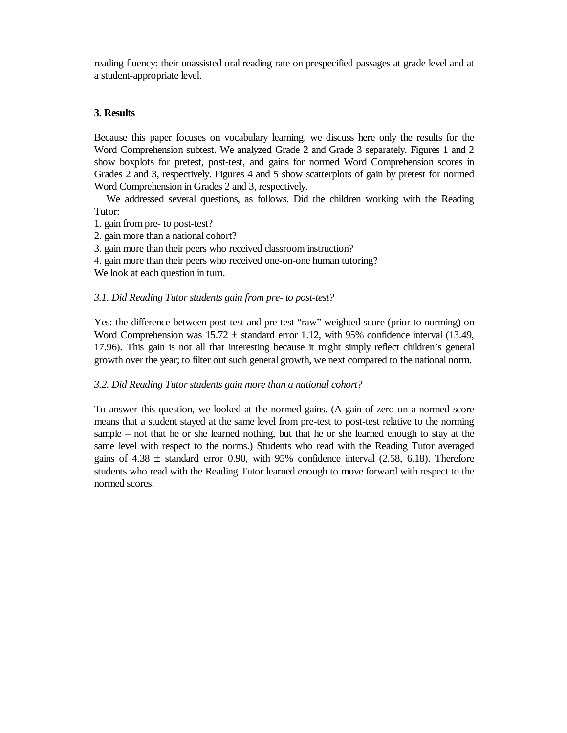reading fluency: their unassisted oral reading rate on prespecified passages at grade level and at a student-appropriate level.

## 3. Results

Because this paper focuses on vocabulary learning, we discuss here only the results for the Word Comprehension subtest. We analyzed Grade 2 and Grade 3 separately. Figures 1 and 2 show boxplots for pretest, post-test, and gains for normed Word Comprehension scores in Grades 2 and 3, respectively. Figures 4 and 5 show scatterplots of gain by pretest for normed Word Comprehension in Grades 2 and 3, respectively.

We addressed several questions, as follows. Did the children working with the Reading Tutor:

1. gain from pre- to post-test?
2. gain more than a national cohort?
3. gain more than their peers who received classroom instruction?
4. gain more than their peers who received one-on-one human tutoring?

We look at each question in turn.

### *3.1. Did Reading Tutor students gain from pre- to post-test?*

Yes: the difference between post-test and pre-test "raw" weighted score (prior to norming) on Word Comprehension was 15.72 $\pm$ standard error 1.12, with 95% confidence interval (13.49, 17.96). This gain is not all that interesting because it might simply reflect children's general growth over the year; to filter out such general growth, we next compared to the national norm.

### *3.2. Did Reading Tutor students gain more than a national cohort?*

To answer this question, we looked at the normed gains. (A gain of zero on a normed score means that a student stayed at the same level from pre-test to post-test relative to the norming sample – not that he or she learned nothing, but that he or she learned enough to stay at the same level with respect to the norms.) Students who read with the Reading Tutor averaged gains of 4.38 $\pm$ standard error 0.90, with 95% confidence interval (2.58, 6.18). Therefore students who read with the Reading Tutor learned enough to move forward with respect to the normed scores.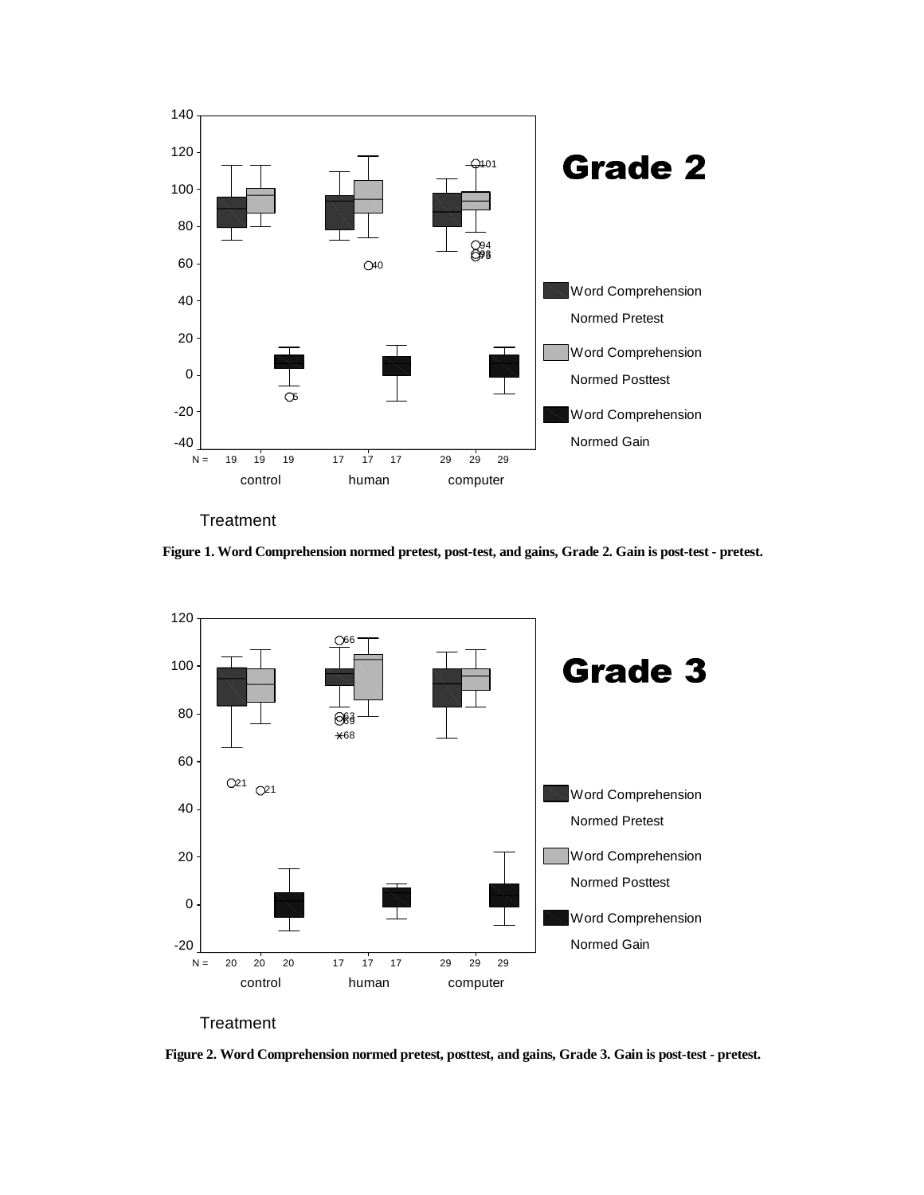Figure 1. Word Comprehension normed pretest, post-test, and gains, Grade 2. Gain is post-test - pretest.

Figure 2. Word Comprehension normed pretest, posttest, and gains, Grade 3. Gain is post-test - pretest.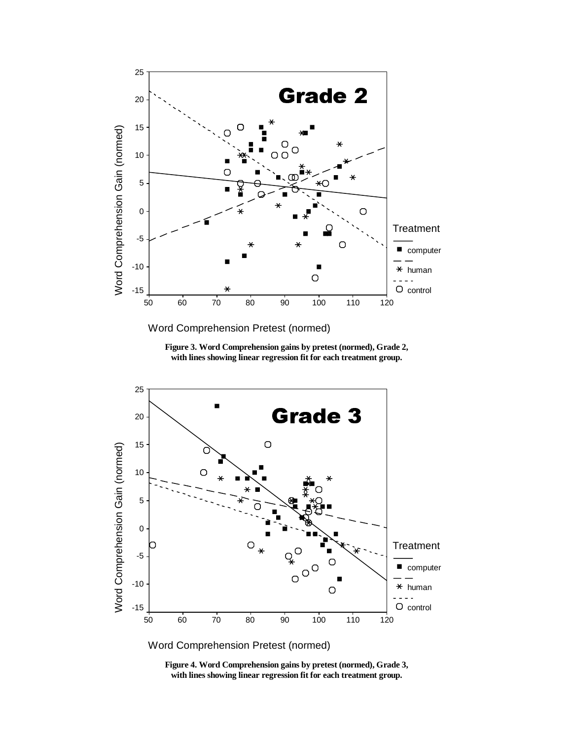**Figure 3. Word Comprehension gains by pretest (normed), Grade 2, with lines showing linear regression fit for each treatment group.**

**Figure 4. Word Comprehension gains by pretest (normed), Grade 3, with lines showing linear regression fit for each treatment group.**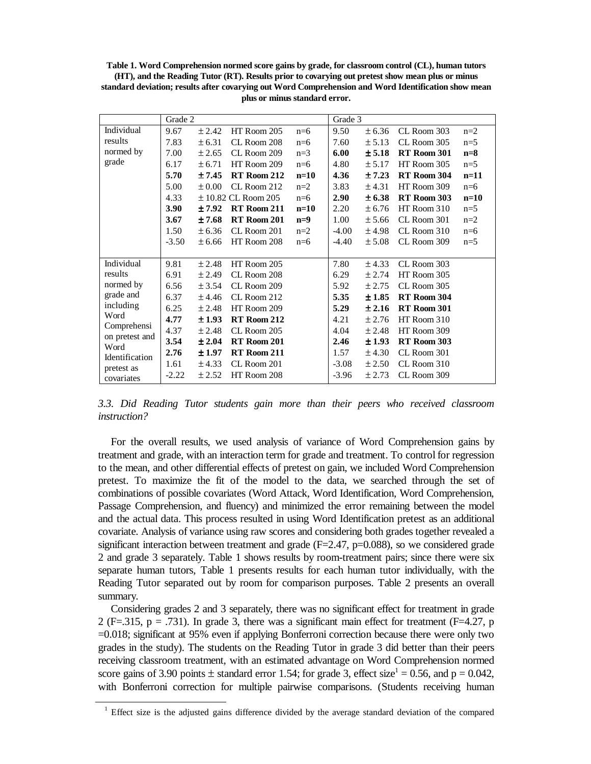**Table 1. Word Comprehension normed score gains by grade, for classroom control (CL), human tutors (HT), and the Reading Tutor (RT). Results prior to covarying out pretest show mean plus or minus standard deviation; results after covarying out Word Comprehension and Word Identification show mean plus or minus standard error.**

| | Grade 2 | | | | Grade 3 | | | |
|---|---|---|---|---|---|---|---|---|
| Individual results normed by grade | 9.67 | ± 2.42 | HT Room 205 | n=6 | 9.50 | ± 6.36 | CL Room 303 | n=2 |
| | 7.83 | ± 6.31 | CL Room 208 | n=6 | 7.60 | ± 5.13 | CL Room 305 | n=5 |
| | 7.00 | ± 2.65 | CL Room 209 | n=3 | **6.00** | **± 5.18** | **RT Room 301** | **n=8** |
| | 6.17 | ± 6.71 | HT Room 209 | n=6 | 4.80 | ± 5.17 | HT Room 305 | n=5 |
| | **5.70** | **± 7.45** | **RT Room 212** | **n=10** | **4.36** | **± 7.23** | **RT Room 304** | **n=11** |
| | 5.00 | ± 0.00 | CL Room 212 | n=2 | 3.83 | ± 4.31 | HT Room 309 | n=6 |
| | 4.33 | ± 10.82 | CL Room 205 | n=6 | **2.90** | **± 6.38** | **RT Room 303** | **n=10** |
| | **3.90** | **± 7.92** | **RT Room 211** | **n=10** | 2.20 | ± 6.76 | HT Room 310 | n=5 |
| | **3.67** | **± 7.68** | **RT Room 201** | **n=9** | 1.00 | ± 5.66 | CL Room 301 | n=2 |
| | 1.50 | ± 6.36 | CL Room 201 | n=2 | -4.00 | ± 4.98 | CL Room 310 | n=6 |
| | -3.50 | ± 6.66 | HT Room 208 | n=6 | -4.40 | ± 5.08 | CL Room 309 | n=5 |
| Individual results normed by grade and including Word Comprehension pretest and Word Identification pretest as covariates | 9.81 | ± 2.48 | HT Room 205 | | 7.80 | ± 4.33 | CL Room 303 | |
| | 6.91 | ± 2.49 | CL Room 208 | | 6.29 | ± 2.74 | HT Room 305 | |
| | 6.56 | ± 3.54 | CL Room 209 | | 5.92 | ± 2.75 | CL Room 305 | |
| | 6.37 | ± 4.46 | CL Room 212 | | **5.35** | **± 1.85** | **RT Room 304** | |
| | 6.25 | ± 2.48 | HT Room 209 | | **5.29** | **± 2.16** | **RT Room 301** | |
| | **4.77** | **± 1.93** | **RT Room 212** | | 4.21 | ± 2.76 | HT Room 310 | |
| | 4.37 | ± 2.48 | CL Room 205 | | 4.04 | ± 2.48 | HT Room 309 | |
| | **3.54** | **± 2.04** | **RT Room 201** | | **2.46** | **± 1.93** | **RT Room 303** | |
| | **2.76** | **± 1.97** | **RT Room 211** | | 1.57 | ± 4.30 | CL Room 301 | |
| | 1.61 | ± 4.33 | CL Room 201 | | -3.08 | ± 2.50 | CL Room 310 | |
| | -2.22 | ± 2.52 | HT Room 208 | | -3.96 | ± 2.73 | CL Room 309 | |

*3.3. Did Reading Tutor students gain more than their peers who received classroom instruction?*

For the overall results, we used analysis of variance of Word Comprehension gains by treatment and grade, with an interaction term for grade and treatment. To control for regression to the mean, and other differential effects of pretest on gain, we included Word Comprehension pretest. To maximize the fit of the model to the data, we searched through the set of combinations of possible covariates (Word Attack, Word Identification, Word Comprehension, Passage Comprehension, and fluency) and minimized the error remaining between the model and the actual data. This process resulted in using Word Identification pretest as an additional covariate. Analysis of variance using raw scores and considering both grades together revealed a significant interaction between treatment and grade ($F=2.47$, $p=0.088$), so we considered grade 2 and grade 3 separately. Table 1 shows results by room-treatment pairs; since there were six separate human tutors, Table 1 presents results for each human tutor individually, with the Reading Tutor separated out by room for comparison purposes. Table 2 presents an overall summary.

Considering grades 2 and 3 separately, there was no significant effect for treatment in grade 2 ($F=.315$, $p = .731$). In grade 3, there was a significant main effect for treatment ($F=4.27$, $p=0.018$; significant at 95% even if applying Bonferroni correction because there were only two grades in the study). The students on the Reading Tutor in grade 3 did better than their peers receiving classroom treatment, with an estimated advantage on Word Comprehension normed score gains of 3.90 points ± standard error 1.54; for grade 3, effect size[1] = 0.56, and $p = 0.042$, with Bonferroni correction for multiple pairwise comparisons. (Students receiving human

[1] Effect size is the adjusted gains difference divided by the average standard deviation of the compared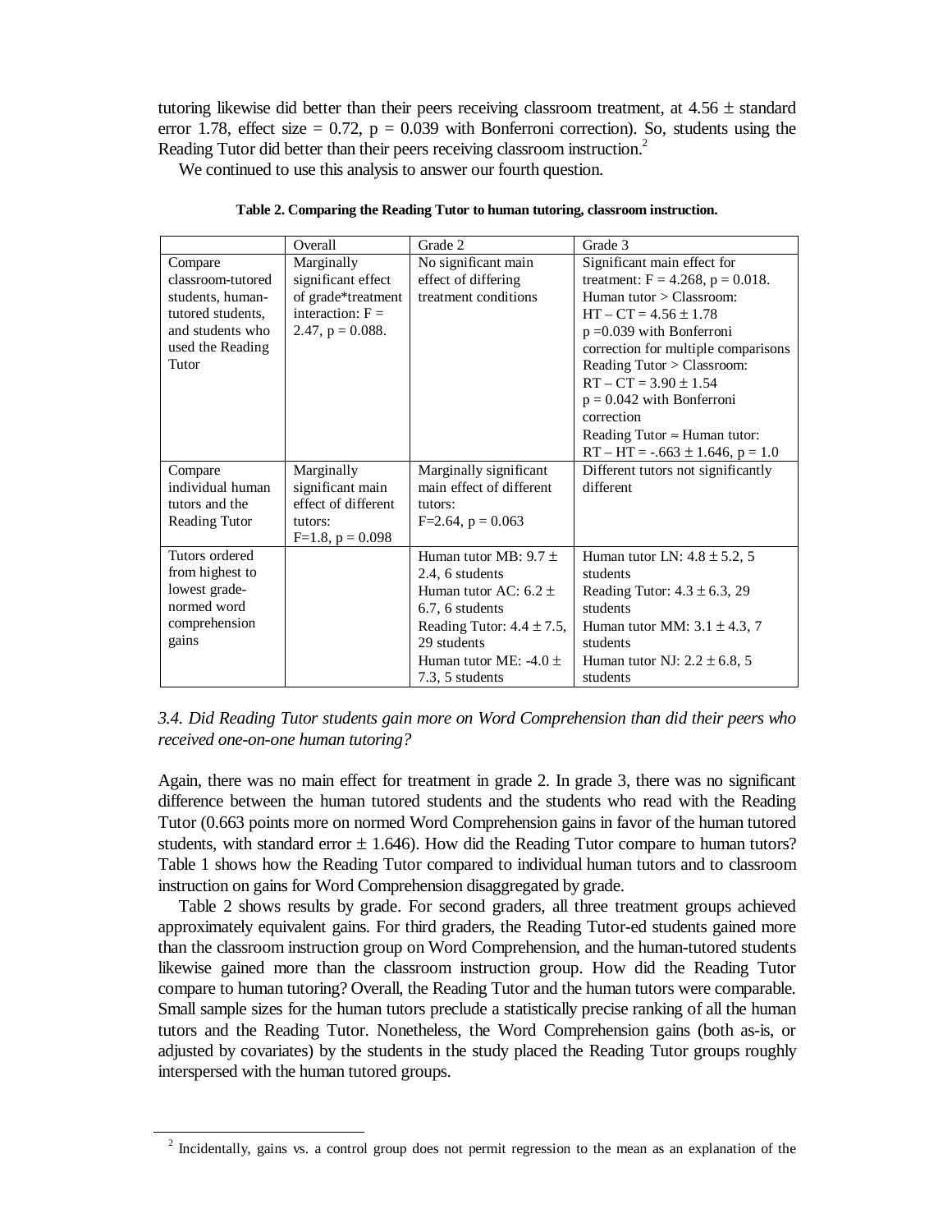tutoring likewise did better than their peers receiving classroom treatment, at 4.56 ± standard error 1.78, effect size = 0.72, $p = 0.039$ with Bonferroni correction). So, students using the Reading Tutor did better than their peers receiving classroom instruction.[2]

We continued to use this analysis to answer our fourth question.

**Table 2. Comparing the Reading Tutor to human tutoring, classroom instruction.**

| | Overall | Grade 2 | Grade 3 |
|---|---|---|---|
| Compare classroom-tutored students, human-tutored students, and students who used the Reading Tutor | Marginally significant effect of grade*treatment interaction: $F = 2.47$, $p = 0.088$. | No significant main effect of differing treatment conditions | Significant main effect for treatment: $F = 4.268$, $p = 0.018$. Human tutor > Classroom: HT – CT = 4.56 ± 1.78 $p = 0.039$ with Bonferroni correction for multiple comparisons Reading Tutor > Classroom: RT – CT = 3.90 ± 1.54 $p = 0.042$ with Bonferroni correction Reading Tutor ≈ Human tutor: RT – HT = -.663 ± 1.646, $p = 1.0$ |
| Compare individual human tutors and the Reading Tutor | Marginally significant main effect of different tutors: $F=1.8$, $p = 0.098$ | Marginally significant main effect of different tutors: $F=2.64$, $p = 0.063$ | Different tutors not significantly different |
| Tutors ordered from highest to lowest grade-normed word comprehension gains | | Human tutor MB: 9.7 ± 2.4, 6 students Human tutor AC: 6.2 ± 6.7, 6 students Reading Tutor: 4.4 ± 7.5, 29 students Human tutor ME: -4.0 ± 7.3, 5 students | Human tutor LN: 4.8 ± 5.2, 5 students Reading Tutor: 4.3 ± 6.3, 29 students Human tutor MM: 3.1 ± 4.3, 7 students Human tutor NJ: 2.2 ± 6.8, 5 students |

### *3.4. Did Reading Tutor students gain more on Word Comprehension than did their peers who received one-on-one human tutoring?*

Again, there was no main effect for treatment in grade 2. In grade 3, there was no significant difference between the human tutored students and the students who read with the Reading Tutor (0.663 points more on normed Word Comprehension gains in favor of the human tutored students, with standard error ± 1.646). How did the Reading Tutor compare to human tutors? Table 1 shows how the Reading Tutor compared to individual human tutors and to classroom instruction on gains for Word Comprehension disaggregated by grade.

Table 2 shows results by grade. For second graders, all three treatment groups achieved approximately equivalent gains. For third graders, the Reading Tutor-ed students gained more than the classroom instruction group on Word Comprehension, and the human-tutored students likewise gained more than the classroom instruction group. How did the Reading Tutor compare to human tutoring? Overall, the Reading Tutor and the human tutors were comparable. Small sample sizes for the human tutors preclude a statistically precise ranking of all the human tutors and the Reading Tutor. Nonetheless, the Word Comprehension gains (both as-is, or adjusted by covariates) by the students in the study placed the Reading Tutor groups roughly interspersed with the human tutored groups.

[2] Incidentally, gains vs. a control group does not permit regression to the mean as an explanation of the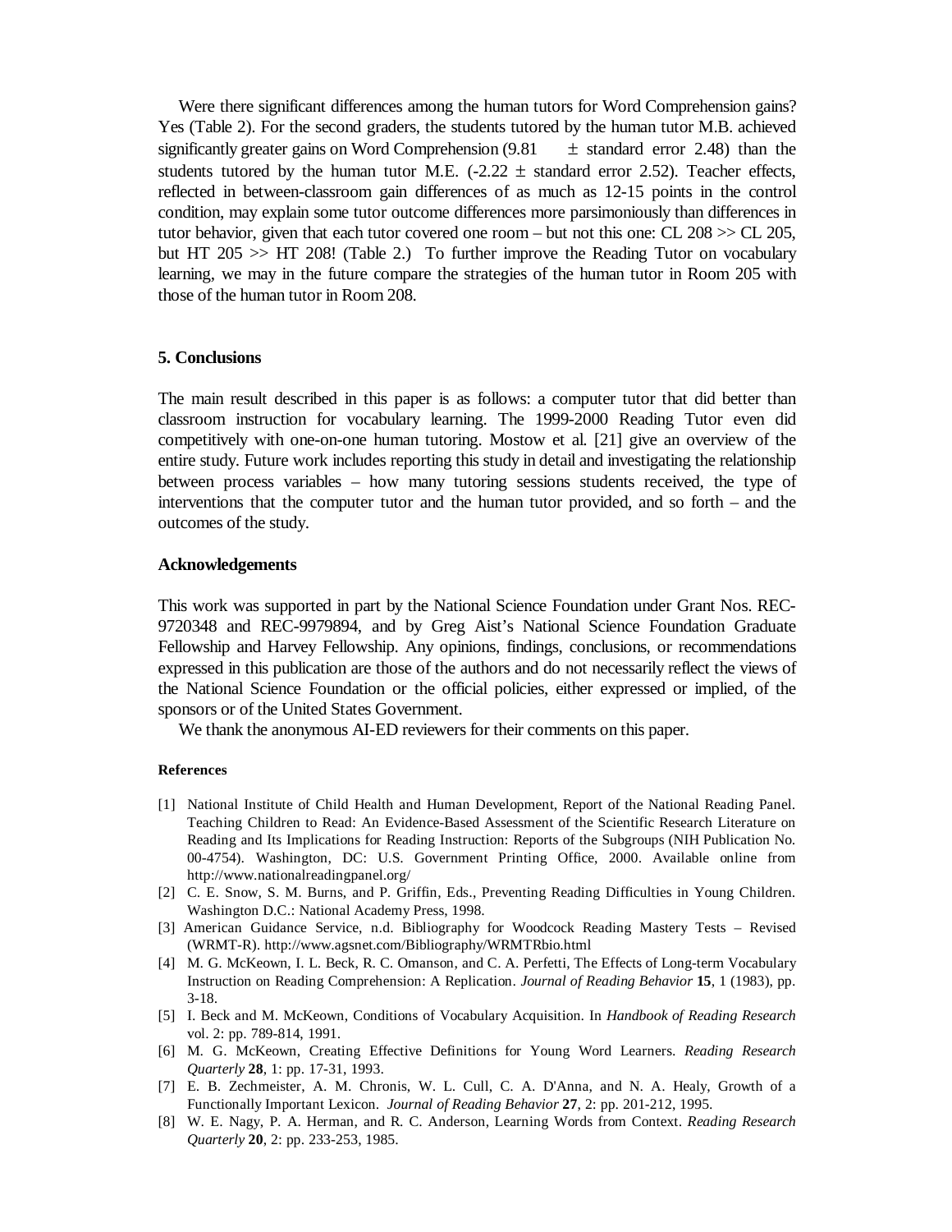Were there significant differences among the human tutors for Word Comprehension gains? Yes (Table 2). For the second graders, the students tutored by the human tutor M.B. achieved significantly greater gains on Word Comprehension (9.81 $\pm$ standard error 2.48) than the students tutored by the human tutor M.E. (-2.22 $\pm$ standard error 2.52). Teacher effects, reflected in between-classroom gain differences of as much as 12-15 points in the control condition, may explain some tutor outcome differences more parsimoniously than differences in tutor behavior, given that each tutor covered one room – but not this one: CL 208 >> CL 205, but HT 205 >> HT 208! (Table 2.) To further improve the Reading Tutor on vocabulary learning, we may in the future compare the strategies of the human tutor in Room 205 with those of the human tutor in Room 208.

## 5. Conclusions

The main result described in this paper is as follows: a computer tutor that did better than classroom instruction for vocabulary learning. The 1999-2000 Reading Tutor even did competitively with one-on-one human tutoring. Mostow et al. [21] give an overview of the entire study. Future work includes reporting this study in detail and investigating the relationship between process variables – how many tutoring sessions students received, the type of interventions that the computer tutor and the human tutor provided, and so forth – and the outcomes of the study.

## Acknowledgements

This work was supported in part by the National Science Foundation under Grant Nos. REC-9720348 and REC-9979894, and by Greg Aist's National Science Foundation Graduate Fellowship and Harvey Fellowship. Any opinions, findings, conclusions, or recommendations expressed in this publication are those of the authors and do not necessarily reflect the views of the National Science Foundation or the official policies, either expressed or implied, of the sponsors or of the United States Government.

We thank the anonymous AI-ED reviewers for their comments on this paper.

### References

[1] National Institute of Child Health and Human Development, Report of the National Reading Panel. Teaching Children to Read: An Evidence-Based Assessment of the Scientific Research Literature on Reading and Its Implications for Reading Instruction: Reports of the Subgroups (NIH Publication No. 00-4754). Washington, DC: U.S. Government Printing Office, 2000. Available online from http://www.nationalreadingpanel.org/

[2] C. E. Snow, S. M. Burns, and P. Griffin, Eds., Preventing Reading Difficulties in Young Children. Washington D.C.: National Academy Press, 1998.

[3] American Guidance Service, n.d. Bibliography for Woodcock Reading Mastery Tests – Revised (WRMT-R). http://www.agsnet.com/Bibliography/WRMTRbio.html

[4] M. G. McKeown, I. L. Beck, R. C. Omanson, and C. A. Perfetti, The Effects of Long-term Vocabulary Instruction on Reading Comprehension: A Replication. *Journal of Reading Behavior* **15**, 1 (1983), pp. 3-18.

[5] I. Beck and M. McKeown, Conditions of Vocabulary Acquisition. In *Handbook of Reading Research* vol. 2: pp. 789-814, 1991.

[6] M. G. McKeown, Creating Effective Definitions for Young Word Learners. *Reading Research Quarterly* **28**, 1: pp. 17-31, 1993.

[7] E. B. Zechmeister, A. M. Chronis, W. L. Cull, C. A. D'Anna, and N. A. Healy, Growth of a Functionally Important Lexicon. *Journal of Reading Behavior* **27**, 2: pp. 201-212, 1995.

[8] W. E. Nagy, P. A. Herman, and R. C. Anderson, Learning Words from Context. *Reading Research Quarterly* **20**, 2: pp. 233-253, 1985.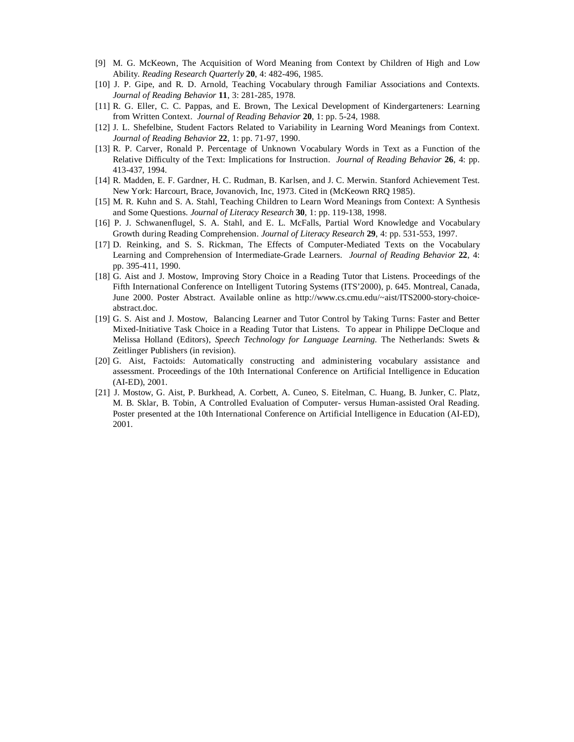[9] M. G. McKeown, The Acquisition of Word Meaning from Context by Children of High and Low Ability. *Reading Research Quarterly* **20**, 4: 482-496, 1985.

[10] J. P. Gipe, and R. D. Arnold, Teaching Vocabulary through Familiar Associations and Contexts. *Journal of Reading Behavior* **11**, 3: 281-285, 1978.

[11] R. G. Eller, C. C. Pappas, and E. Brown, The Lexical Development of Kindergarteners: Learning from Written Context. *Journal of Reading Behavior* **20**, 1: pp. 5-24, 1988.

[12] J. L. Shefelbine, Student Factors Related to Variability in Learning Word Meanings from Context. *Journal of Reading Behavior* **22**, 1: pp. 71-97, 1990.

[13] R. P. Carver, Ronald P. Percentage of Unknown Vocabulary Words in Text as a Function of the Relative Difficulty of the Text: Implications for Instruction. *Journal of Reading Behavior* **26**, 4: pp. 413-437, 1994.

[14] R. Madden, E. F. Gardner, H. C. Rudman, B. Karlsen, and J. C. Merwin. Stanford Achievement Test. New York: Harcourt, Brace, Jovanovich, Inc, 1973. Cited in (McKeown RRQ 1985).

[15] M. R. Kuhn and S. A. Stahl, Teaching Children to Learn Word Meanings from Context: A Synthesis and Some Questions. *Journal of Literacy Research* **30**, 1: pp. 119-138, 1998.

[16] P. J. Schwanenflugel, S. A. Stahl, and E. L. McFalls, Partial Word Knowledge and Vocabulary Growth during Reading Comprehension. *Journal of Literacy Research* **29**, 4: pp. 531-553, 1997.

[17] D. Reinking, and S. S. Rickman, The Effects of Computer-Mediated Texts on the Vocabulary Learning and Comprehension of Intermediate-Grade Learners. *Journal of Reading Behavior* **22**, 4: pp. 395-411, 1990.

[18] G. Aist and J. Mostow, Improving Story Choice in a Reading Tutor that Listens. Proceedings of the Fifth International Conference on Intelligent Tutoring Systems (ITS'2000), p. 645. Montreal, Canada, June 2000. Poster Abstract. Available online as http://www.cs.cmu.edu/~aist/ITS2000-story-choice-abstract.doc.

[19] G. S. Aist and J. Mostow, Balancing Learner and Tutor Control by Taking Turns: Faster and Better Mixed-Initiative Task Choice in a Reading Tutor that Listens. To appear in Philippe DeCloque and Melissa Holland (Editors), *Speech Technology for Language Learning.* The Netherlands: Swets & Zeitlinger Publishers (in revision).

[20] G. Aist, Factoids: Automatically constructing and administering vocabulary assistance and assessment. Proceedings of the 10th International Conference on Artificial Intelligence in Education (AI-ED), 2001.

[21] J. Mostow, G. Aist, P. Burkhead, A. Corbett, A. Cuneo, S. Eitelman, C. Huang, B. Junker, C. Platz, M. B. Sklar, B. Tobin, A Controlled Evaluation of Computer- versus Human-assisted Oral Reading. Poster presented at the 10th International Conference on Artificial Intelligence in Education (AI-ED), 2001.